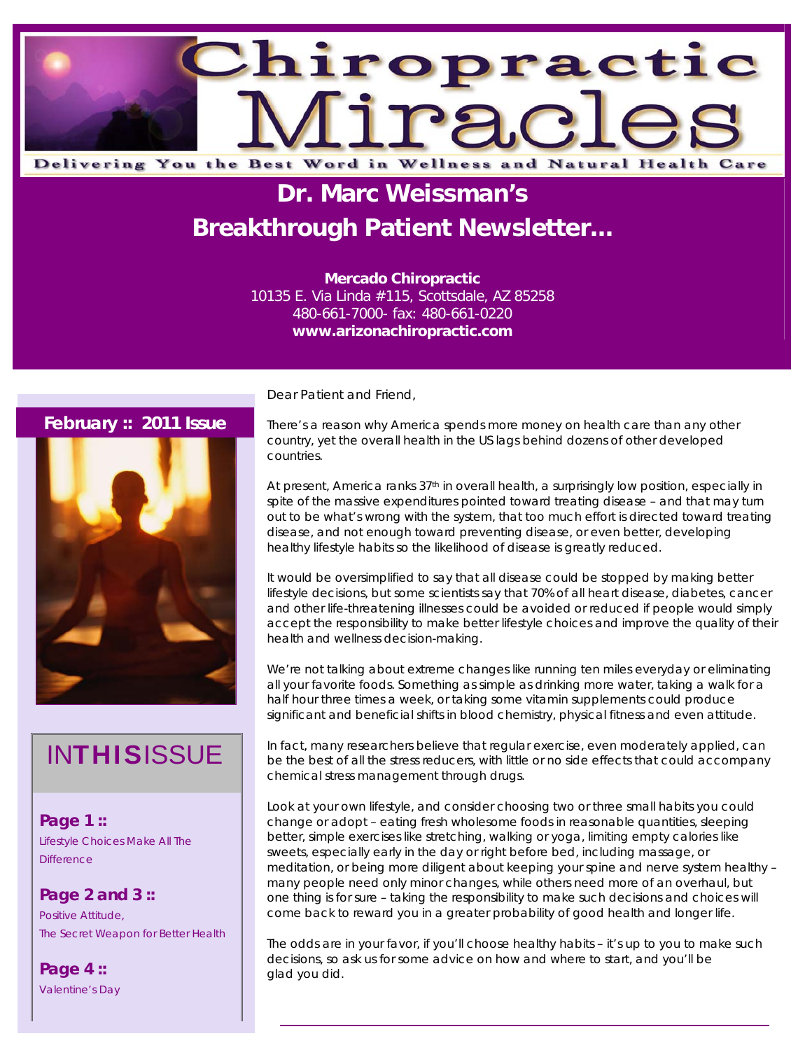# Chiropractic Miracles

Delivering You the Best Word in Wellness and Natural Health Care

## Dr. Marc Weissman's Breakthrough Patient Newsletter...

**Mercado Chiropractic**
10135 E. Via Linda #115, Scottsdale, AZ 85258
480-661-7000- fax: 480-661-0220
**www.arizonachiropractic.com**

**February :: 2011 Issue**

## IN THIS ISSUE

**Page 1 ::**
Lifestyle Choices Make All The Difference

**Page 2 and 3 ::**
Positive Attitude,
The Secret Weapon for Better Health

**Page 4 ::**
Valentine's Day

Dear Patient and Friend,

There's a reason why America spends more money on health care than any other country, yet the overall health in the US lags behind dozens of other developed countries.

At present, America ranks 37th in overall health, a surprisingly low position, especially in spite of the massive expenditures pointed toward treating disease – and that may turn out to be what's wrong with the system, that too much effort is directed toward treating disease, and not enough toward preventing disease, or even better, developing healthy lifestyle habits so the likelihood of disease is greatly reduced.

It would be oversimplified to say that all disease could be stopped by making better lifestyle decisions, but some scientists say that 70% of all heart disease, diabetes, cancer and other life-threatening illnesses could be avoided or reduced if people would simply accept the responsibility to make better lifestyle choices and improve the quality of their health and wellness decision-making.

We're not talking about extreme changes like running ten miles everyday or eliminating all your favorite foods. Something as simple as drinking more water, taking a walk for a half hour three times a week, or taking some vitamin supplements could produce significant and beneficial shifts in blood chemistry, physical fitness and even attitude.

In fact, many researchers believe that regular exercise, even moderately applied, can be the best of all the stress reducers, with little or no side effects that could accompany chemical stress management through drugs.

Look at your own lifestyle, and consider choosing two or three small habits you could change or adopt – eating fresh wholesome foods in reasonable quantities, sleeping better, simple exercises like stretching, walking or yoga, limiting empty calories like sweets, especially early in the day or right before bed, including massage, or meditation, or being more diligent about keeping your spine and nerve system healthy – many people need only minor changes, while others need more of an overhaul, but one thing is for sure – taking the responsibility to make such decisions and choices will come back to reward you in a greater probability of good health and longer life.

The odds are in your favor, if you'll choose healthy habits – it's up to you to make such decisions, so ask us for some advice on how and where to start, and you'll be glad you did.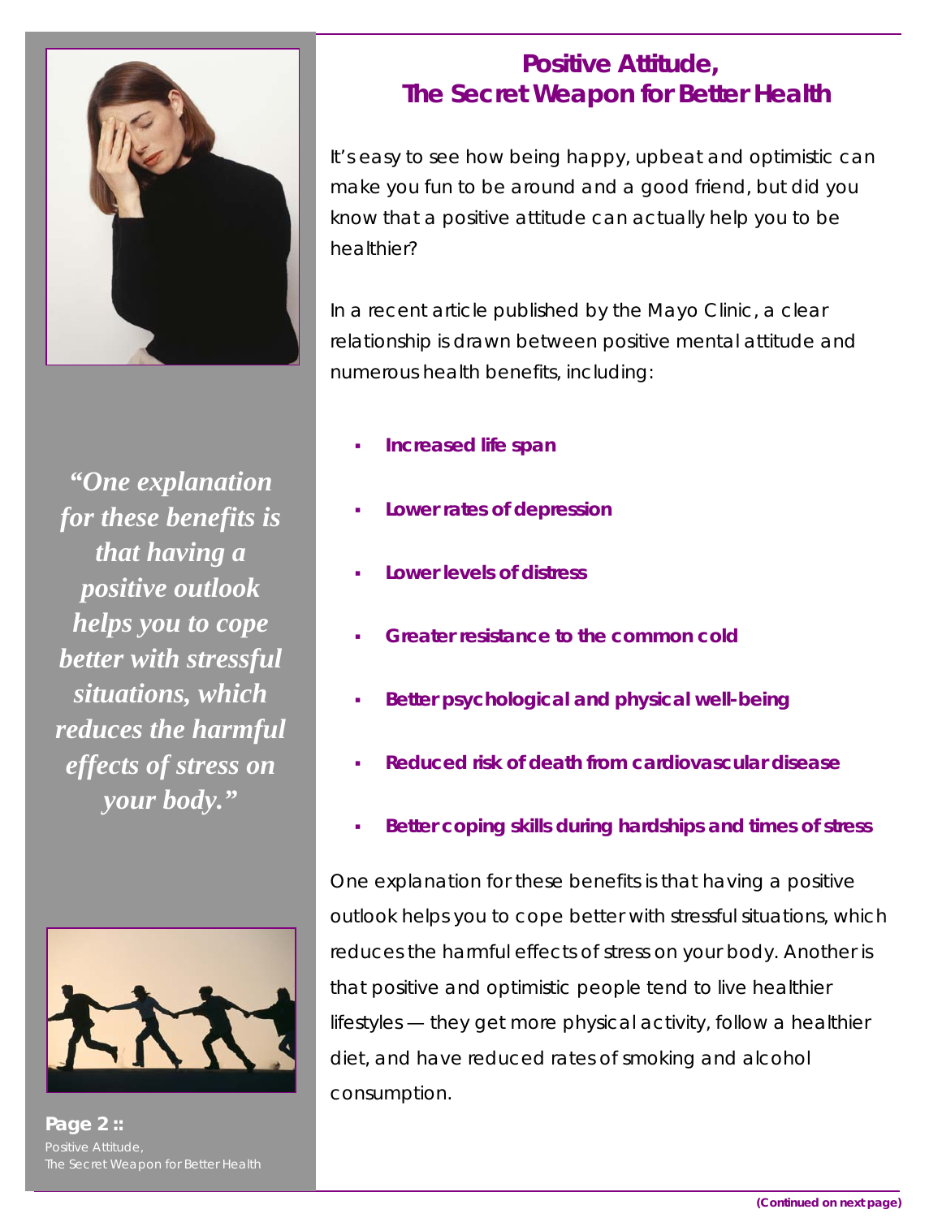# Positive Attitude, The Secret Weapon for Better Health

It's easy to see how being happy, upbeat and optimistic can make you fun to be around and a good friend, but did you know that a positive attitude can actually help you to be healthier?

In a recent article published by the Mayo Clinic, a clear relationship is drawn between positive mental attitude and numerous health benefits, including:

- **Increased life span**
- **Lower rates of depression**
- **Lower levels of distress**
- **Greater resistance to the common cold**
- **Better psychological and physical well-being**
- **Reduced risk of death from cardiovascular disease**
- **Better coping skills during hardships and times of stress**

*"One explanation for these benefits is that having a positive outlook helps you to cope better with stressful situations, which reduces the harmful effects of stress on your body."*

One explanation for these benefits is that having a positive outlook helps you to cope better with stressful situations, which reduces the harmful effects of stress on your body. Another is that positive and optimistic people tend to live healthier lifestyles — they get more physical activity, follow a healthier diet, and have reduced rates of smoking and alcohol consumption.

**(Continued on next page)**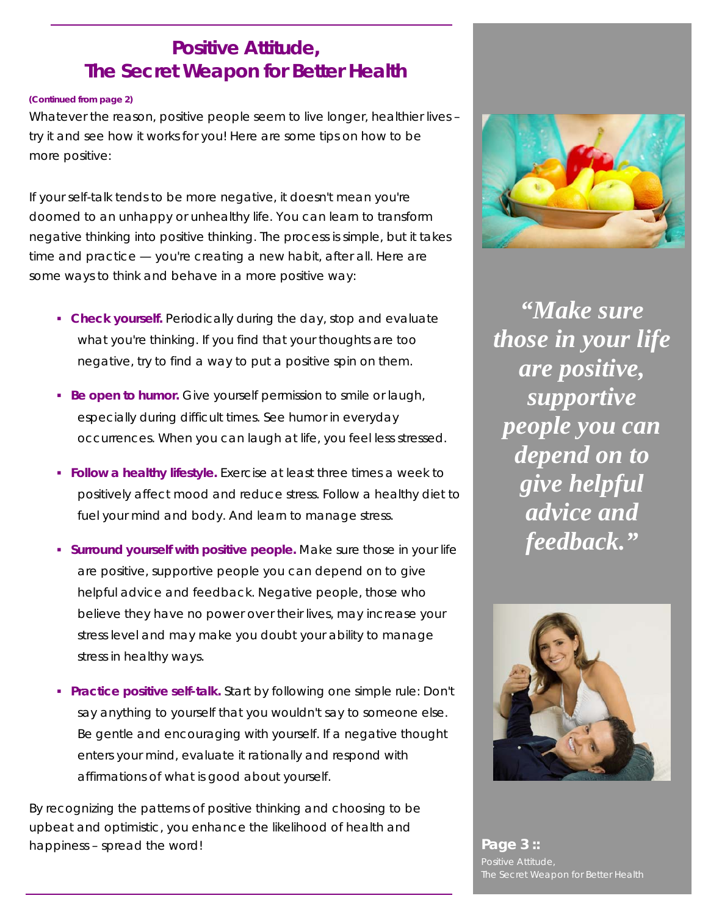# Positive Attitude, The Secret Weapon for Better Health

**(Continued from page 2)**

Whatever the reason, positive people seem to live longer, healthier lives – try it and see how it works for you! Here are some tips on how to be more positive:

If your self-talk tends to be more negative, it doesn't mean you're doomed to an unhappy or unhealthy life. You can learn to transform negative thinking into positive thinking. The process is simple, but it takes time and practice — you're creating a new habit, after all. Here are some ways to think and behave in a more positive way:

- **Check yourself.** Periodically during the day, stop and evaluate what you're thinking. If you find that your thoughts are too negative, try to find a way to put a positive spin on them.
- **Be open to humor.** Give yourself permission to smile or laugh, especially during difficult times. See humor in everyday occurrences. When you can laugh at life, you feel less stressed.
- **Follow a healthy lifestyle.** Exercise at least three times a week to positively affect mood and reduce stress. Follow a healthy diet to fuel your mind and body. And learn to manage stress.
- **Surround yourself with positive people.** Make sure those in your life are positive, supportive people you can depend on to give helpful advice and feedback. Negative people, those who believe they have no power over their lives, may increase your stress level and may make you doubt your ability to manage stress in healthy ways.
- **Practice positive self-talk.** Start by following one simple rule: Don't say anything to yourself that you wouldn't say to someone else. Be gentle and encouraging with yourself. If a negative thought enters your mind, evaluate it rationally and respond with affirmations of what is good about yourself.

By recognizing the patterns of positive thinking and choosing to be upbeat and optimistic, you enhance the likelihood of health and happiness – spread the word!

*"Make sure those in your life are positive, supportive people you can depend on to give helpful advice and feedback."*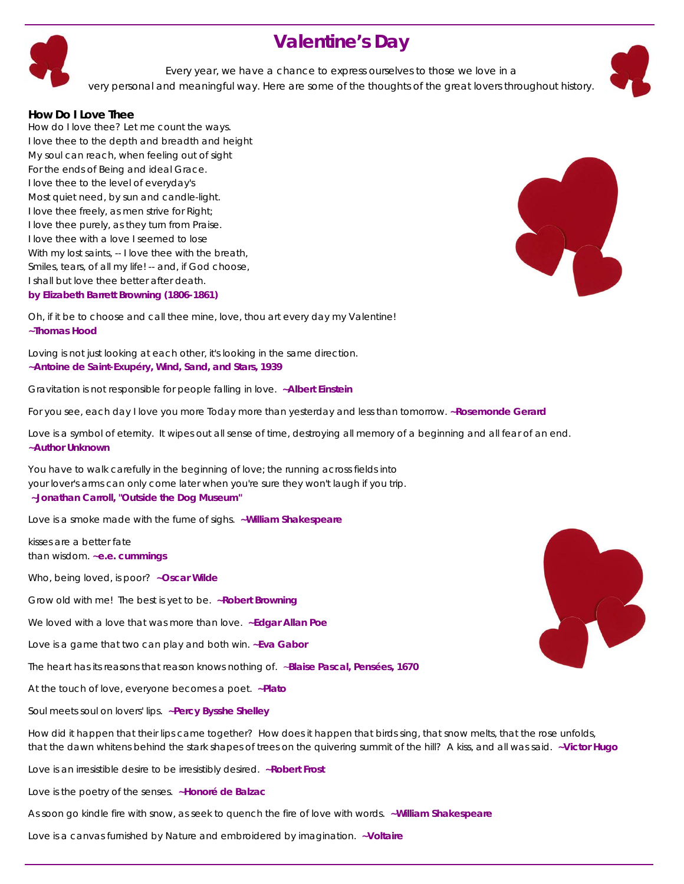# Valentine's Day

Every year, we have a chance to express ourselves to those we love in a very personal and meaningful way. Here are some of the thoughts of the great lovers throughout history.

### How Do I Love Thee

How do I love thee? Let me count the ways.
I love thee to the depth and breadth and height
My soul can reach, when feeling out of sight
For the ends of Being and ideal Grace.
I love thee to the level of everyday's
Most quiet need, by sun and candle-light.
I love thee freely, as men strive for Right;
I love thee purely, as they turn from Praise.
I love thee with a love I seemed to lose
With my lost saints, -- I love thee with the breath,
Smiles, tears, of all my life! -- and, if God choose,
I shall but love thee better after death.
**by Elizabeth Barrett Browning (1806-1861)**

Oh, if it be to choose and call thee mine, love, thou art every day my Valentine!
**~Thomas Hood**

Loving is not just looking at each other, it's looking in the same direction.
**~Antoine de Saint-Exupéry, Wind, Sand, and Stars, 1939**

Gravitation is not responsible for people falling in love. **~Albert Einstein**

For you see, each day I love you more Today more than yesterday and less than tomorrow. **~Rosemonde Gerard**

Love is a symbol of eternity. It wipes out all sense of time, destroying all memory of a beginning and all fear of an end.
**~Author Unknown**

You have to walk carefully in the beginning of love; the running across fields into your lover's arms can only come later when you're sure they won't laugh if you trip.
**~Jonathan Carroll, "Outside the Dog Museum"**

Love is a smoke made with the fume of sighs. **~William Shakespeare**

kisses are a better fate
than wisdom. **~e.e. cummings**

Who, being loved, is poor? **~Oscar Wilde**

Grow old with me! The best is yet to be. **~Robert Browning**

We loved with a love that was more than love. **~Edgar Allan Poe**

Love is a game that two can play and both win. **~Eva Gabor**

The heart has its reasons that reason knows nothing of. **~Blaise Pascal, Pensées, 1670**

At the touch of love, everyone becomes a poet. **~Plato**

Soul meets soul on lovers' lips. **~Percy Bysshe Shelley**

How did it happen that their lips came together? How does it happen that birds sing, that snow melts, that the rose unfolds, that the dawn whitens behind the stark shapes of trees on the quivering summit of the hill? A kiss, and all was said. **~Victor Hugo**

Love is an irresistible desire to be irresistibly desired. **~Robert Frost**

Love is the poetry of the senses. **~Honoré de Balzac**

As soon go kindle fire with snow, as seek to quench the fire of love with words. **~William Shakespeare**

Love is a canvas furnished by Nature and embroidered by imagination. **~Voltaire**